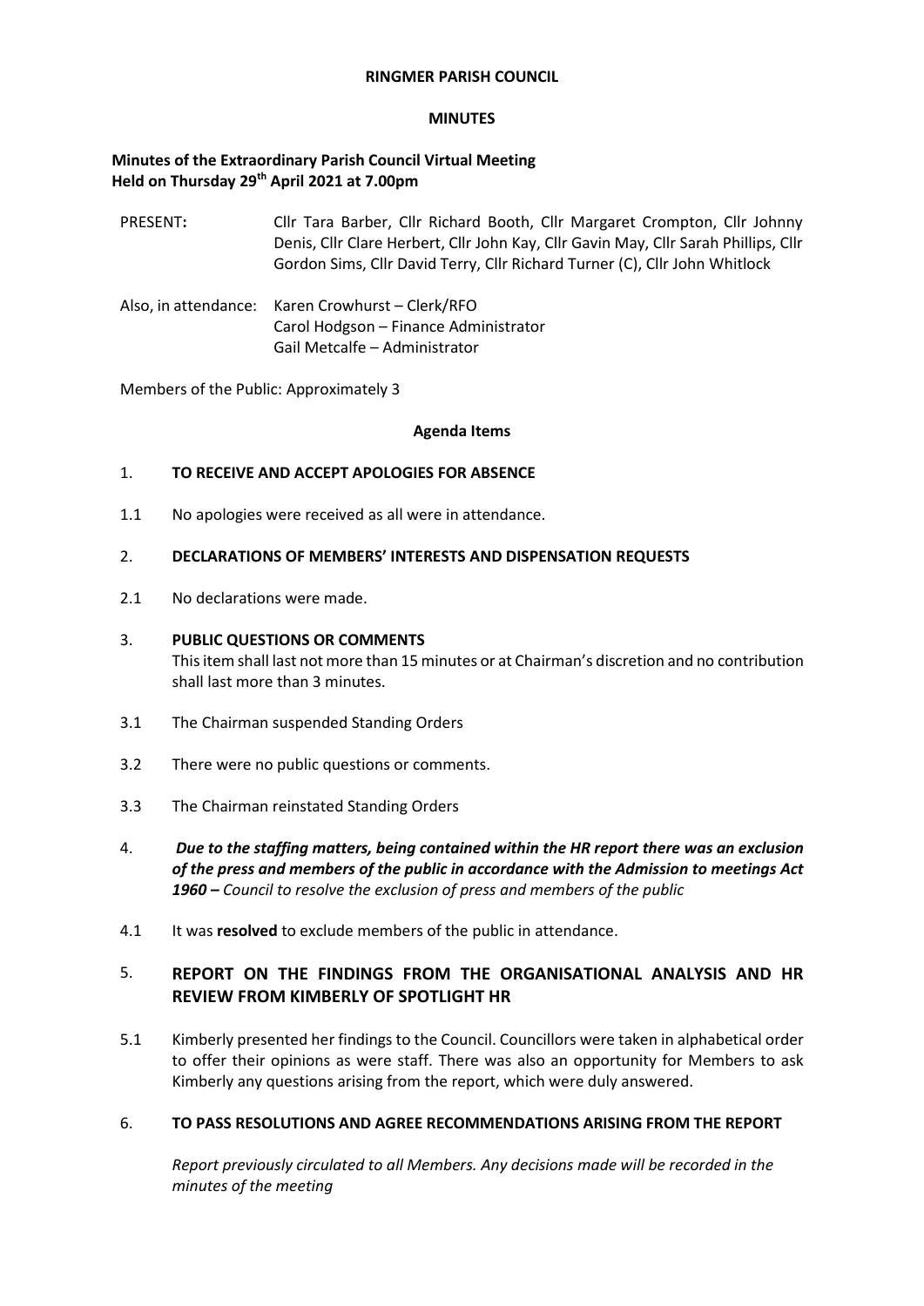**RINGMER PARISH COUNCIL**

**MINUTES**

**Minutes of the Extraordinary Parish Council Virtual Meeting**
**Held on Thursday 29th April 2021 at 7.00pm**

PRESENT**:** Cllr Tara Barber, Cllr Richard Booth, Cllr Margaret Crompton, Cllr Johnny Denis, Cllr Clare Herbert, Cllr John Kay, Cllr Gavin May, Cllr Sarah Phillips, Cllr Gordon Sims, Cllr David Terry, Cllr Richard Turner (C), Cllr John Whitlock

Also, in attendance: Karen Crowhurst – Clerk/RFO
Carol Hodgson – Finance Administrator
Gail Metcalfe – Administrator

Members of the Public: Approximately 3

**Agenda Items**

1. **TO RECEIVE AND ACCEPT APOLOGIES FOR ABSENCE**

1.1 No apologies were received as all were in attendance.

2. **DECLARATIONS OF MEMBERS' INTERESTS AND DISPENSATION REQUESTS**

2.1 No declarations were made.

3. **PUBLIC QUESTIONS OR COMMENTS**
This item shall last not more than 15 minutes or at Chairman's discretion and no contribution shall last more than 3 minutes.

3.1 The Chairman suspended Standing Orders

3.2 There were no public questions or comments.

3.3 The Chairman reinstated Standing Orders

4. ***Due to the staffing matters, being contained within the HR report there was an exclusion of the press and members of the public in accordance with the Admission to meetings Act 1960 –*** *Council to resolve the exclusion of press and members of the public*

4.1 It was **resolved** to exclude members of the public in attendance.

5. **REPORT ON THE FINDINGS FROM THE ORGANISATIONAL ANALYSIS AND HR REVIEW FROM KIMBERLY OF SPOTLIGHT HR**

5.1 Kimberly presented her findings to the Council. Councillors were taken in alphabetical order to offer their opinions as were staff. There was also an opportunity for Members to ask Kimberly any questions arising from the report, which were duly answered.

6. **TO PASS RESOLUTIONS AND AGREE RECOMMENDATIONS ARISING FROM THE REPORT**

*Report previously circulated to all Members. Any decisions made will be recorded in the minutes of the meeting*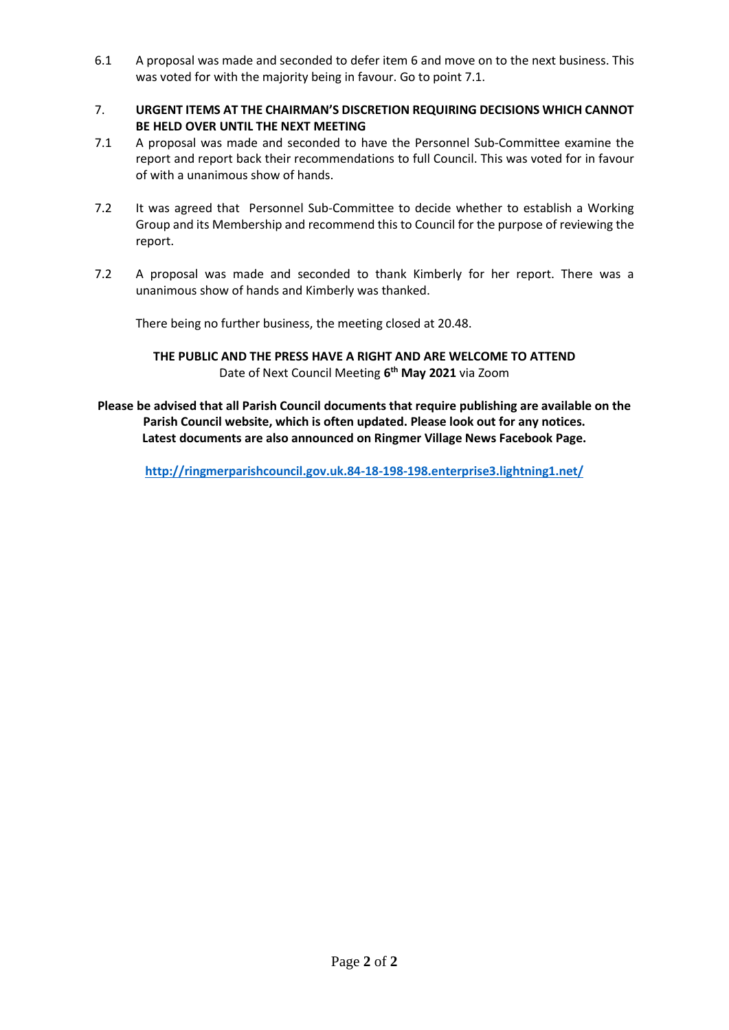6.1 A proposal was made and seconded to defer item 6 and move on to the next business. This was voted for with the majority being in favour. Go to point 7.1.

7. **URGENT ITEMS AT THE CHAIRMAN'S DISCRETION REQUIRING DECISIONS WHICH CANNOT BE HELD OVER UNTIL THE NEXT MEETING**

7.1 A proposal was made and seconded to have the Personnel Sub-Committee examine the report and report back their recommendations to full Council. This was voted for in favour of with a unanimous show of hands.

7.2 It was agreed that Personnel Sub-Committee to decide whether to establish a Working Group and its Membership and recommend this to Council for the purpose of reviewing the report.

7.2 A proposal was made and seconded to thank Kimberly for her report. There was a unanimous show of hands and Kimberly was thanked.

There being no further business, the meeting closed at 20.48.

**THE PUBLIC AND THE PRESS HAVE A RIGHT AND ARE WELCOME TO ATTEND**

Date of Next Council Meeting **6th May 2021** via Zoom

**Please be advised that all Parish Council documents that require publishing are available on the Parish Council website, which is often updated. Please look out for any notices. Latest documents are also announced on Ringmer Village News Facebook Page.**

**http://ringmerparishcouncil.gov.uk.84-18-198-198.enterprise3.lightning1.net/**